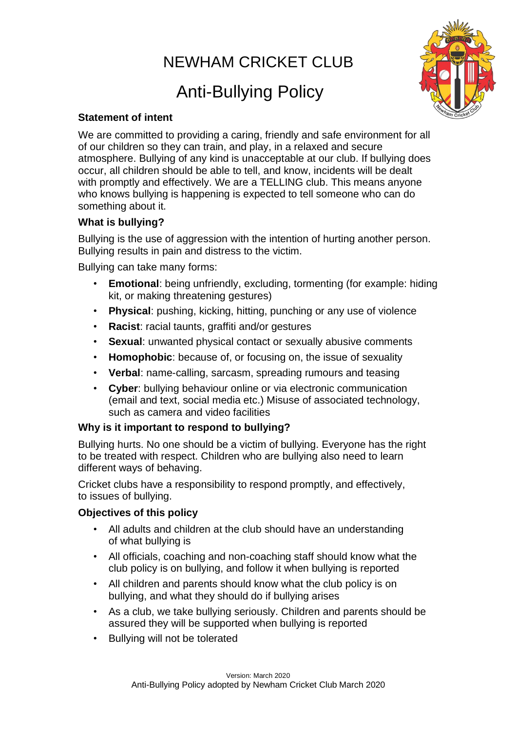# NEWHAM CRICKET CLUB

# Anti-Bullying Policy

### Statement of intent

We are committed to providing a caring, friendly and safe environment for all of our children so they can train, and play, in a relaxed and secure atmosphere. Bullying of any kind is unacceptable at our club. If bullying does occur, all children should be able to tell, and know, incidents will be dealt with promptly and effectively. We are a TELLING club. This means anyone who knows bullying is happening is expected to tell someone who can do something about it.

### What is bullying?

Bullying is the use of aggression with the intention of hurting another person. Bullying results in pain and distress to the victim.

Bullying can take many forms:

- **Emotional**: being unfriendly, excluding, tormenting (for example: hiding kit, or making threatening gestures)
- **Physical**: pushing, kicking, hitting, punching or any use of violence
- **Racist**: racial taunts, graffiti and/or gestures
- **Sexual**: unwanted physical contact or sexually abusive comments
- **Homophobic**: because of, or focusing on, the issue of sexuality
- **Verbal**: name-calling, sarcasm, spreading rumours and teasing
- **Cyber**: bullying behaviour online or via electronic communication (email and text, social media etc.) Misuse of associated technology, such as camera and video facilities

### Why is it important to respond to bullying?

Bullying hurts. No one should be a victim of bullying. Everyone has the right to be treated with respect. Children who are bullying also need to learn different ways of behaving.

Cricket clubs have a responsibility to respond promptly, and effectively, to issues of bullying.

### Objectives of this policy

- All adults and children at the club should have an understanding of what bullying is
- All officials, coaching and non-coaching staff should know what the club policy is on bullying, and follow it when bullying is reported
- All children and parents should know what the club policy is on bullying, and what they should do if bullying arises
- As a club, we take bullying seriously. Children and parents should be assured they will be supported when bullying is reported
- Bullying will not be tolerated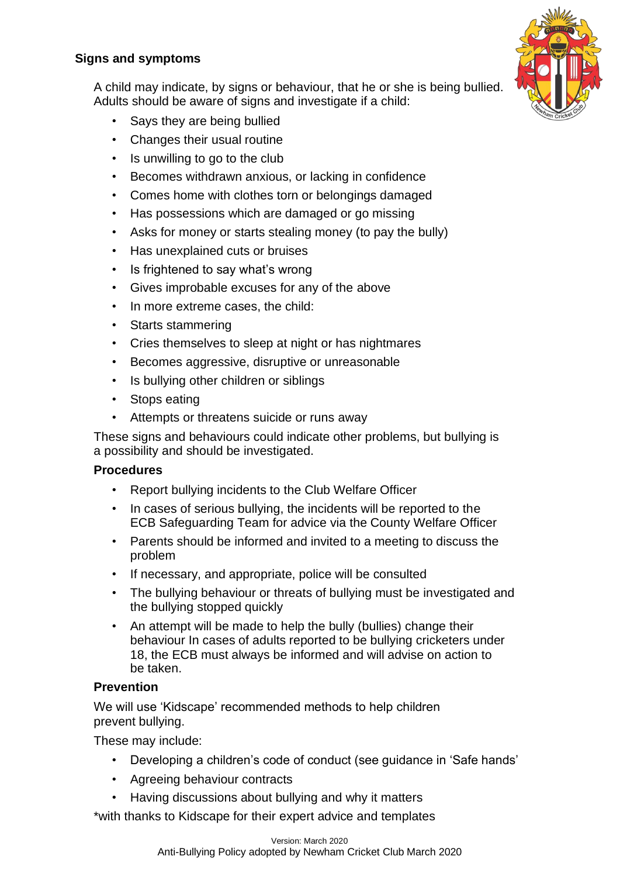## Signs and symptoms

A child may indicate, by signs or behaviour, that he or she is being bullied. Adults should be aware of signs and investigate if a child:

- Says they are being bullied
- Changes their usual routine
- Is unwilling to go to the club
- Becomes withdrawn anxious, or lacking in confidence
- Comes home with clothes torn or belongings damaged
- Has possessions which are damaged or go missing
- Asks for money or starts stealing money (to pay the bully)
- Has unexplained cuts or bruises
- Is frightened to say what's wrong
- Gives improbable excuses for any of the above
- In more extreme cases, the child:
- Starts stammering
- Cries themselves to sleep at night or has nightmares
- Becomes aggressive, disruptive or unreasonable
- Is bullying other children or siblings
- Stops eating
- Attempts or threatens suicide or runs away

These signs and behaviours could indicate other problems, but bullying is a possibility and should be investigated.

### Procedures

- Report bullying incidents to the Club Welfare Officer
- In cases of serious bullying, the incidents will be reported to the ECB Safeguarding Team for advice via the County Welfare Officer
- Parents should be informed and invited to a meeting to discuss the problem
- If necessary, and appropriate, police will be consulted
- The bullying behaviour or threats of bullying must be investigated and the bullying stopped quickly
- An attempt will be made to help the bully (bullies) change their behaviour In cases of adults reported to be bullying cricketers under 18, the ECB must always be informed and will advise on action to be taken.

### Prevention

We will use 'Kidscape' recommended methods to help children prevent bullying.

These may include:

- Developing a children's code of conduct (see guidance in 'Safe hands'
- Agreeing behaviour contracts
- Having discussions about bullying and why it matters

*with thanks to Kidscape for their expert advice and templates

Version: March 2020
Anti-Bullying Policy adopted by Newham Cricket Club March 2020